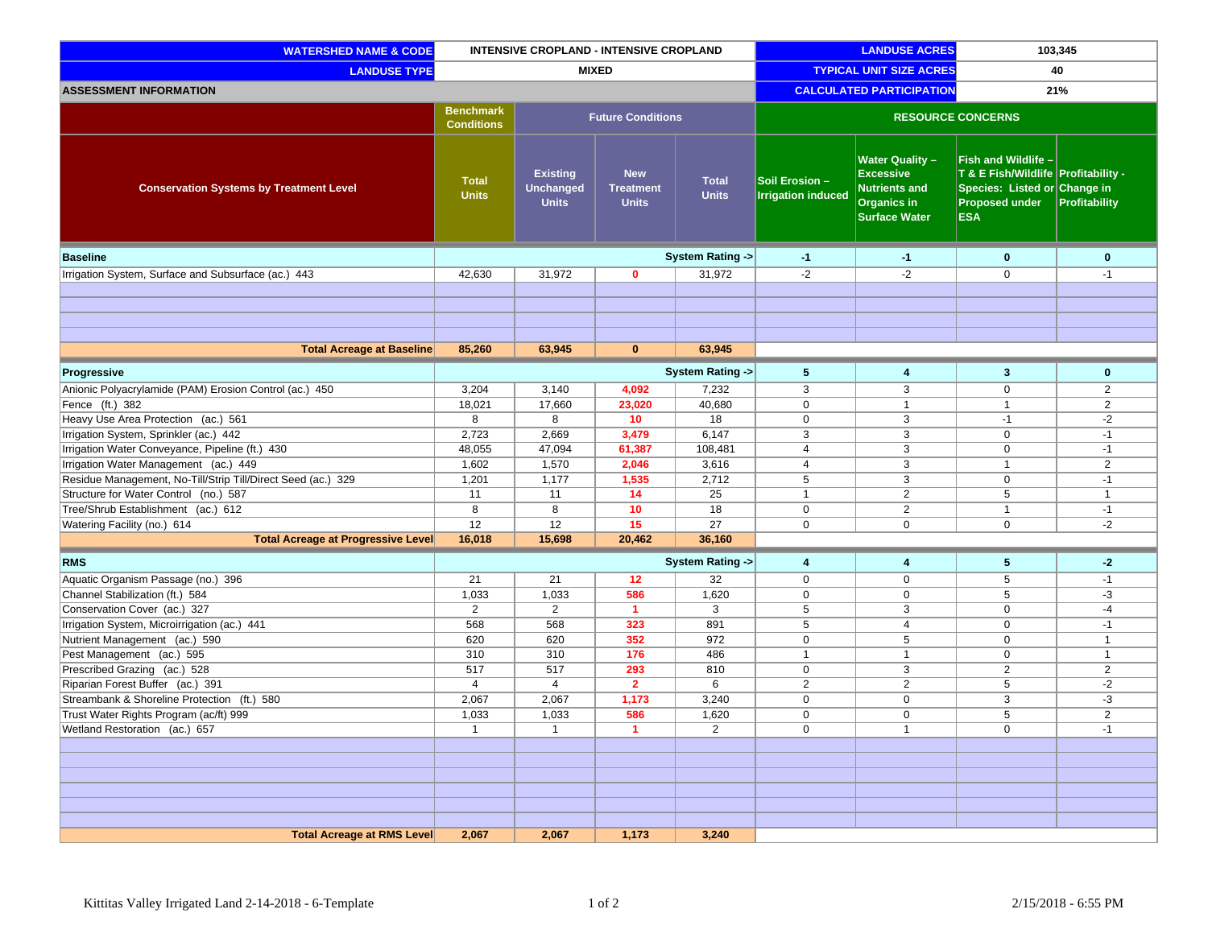| WATERSHED NAME & CODE | INTENSIVE CROPLAND - INTENSIVE CROPLAND | | | | LANDUSE ACRES | | 103,345 | |
|---|---|---|---|---|---|---|---|---|
| LANDUSE TYPE | MIXED | | | | TYPICAL UNIT SIZE ACRES | | 40 | |
| ASSESSMENT INFORMATION | | | | | CALCULATED PARTICIPATION | | 21% | |
| | Benchmark Conditions | Future Conditions | | | RESOURCE CONCERNS | | | |
| Conservation Systems by Treatment Level | Total Units | Existing Unchanged Units | New Treatment Units | Total Units | Soil Erosion – Irrigation induced | Water Quality – Excessive Nutrients and Organics in Surface Water | Fish and Wildlife – T & E Fish/Wildlife Species: Listed or Proposed under ESA | Profitability - Change in Profitability |
| **Baseline** | | | | System Rating -> | -1 | -1 | 0 | 0 |
| Irrigation System, Surface and Subsurface (ac.) 443 | 42,630 | 31,972 | 0 | 31,972 | -2 | -2 | 0 | -1 |
| **Total Acreage at Baseline** | 85,260 | 63,945 | 0 | 63,945 | | | | |
| **Progressive** | | | | System Rating -> | 5 | 4 | 3 | 0 |
| Anionic Polyacrylamide (PAM) Erosion Control (ac.) 450 | 3,204 | 3,140 | 4,092 | 7,232 | 3 | 3 | 0 | 2 |
| Fence (ft.) 382 | 18,021 | 17,660 | 23,020 | 40,680 | 0 | 1 | 1 | 2 |
| Heavy Use Area Protection (ac.) 561 | 8 | 8 | 10 | 18 | 0 | 3 | -1 | -2 |
| Irrigation System, Sprinkler (ac.) 442 | 2,723 | 2,669 | 3,479 | 6,147 | 3 | 3 | 0 | -1 |
| Irrigation Water Conveyance, Pipeline (ft.) 430 | 48,055 | 47,094 | 61,387 | 108,481 | 4 | 3 | 0 | -1 |
| Irrigation Water Management (ac.) 449 | 1,602 | 1,570 | 2,046 | 3,616 | 4 | 3 | 1 | 2 |
| Residue Management, No-Till/Strip Till/Direct Seed (ac.) 329 | 1,201 | 1,177 | 1,535 | 2,712 | 5 | 3 | 0 | -1 |
| Structure for Water Control (no.) 587 | 11 | 11 | 14 | 25 | 1 | 2 | 5 | 1 |
| Tree/Shrub Establishment (ac.) 612 | 8 | 8 | 10 | 18 | 0 | 2 | 1 | -1 |
| Watering Facility (no.) 614 | 12 | 12 | 15 | 27 | 0 | 0 | 0 | -2 |
| **Total Acreage at Progressive Level** | 16,018 | 15,698 | 20,462 | 36,160 | | | | |
| **RMS** | | | | System Rating -> | 4 | 4 | 5 | -2 |
| Aquatic Organism Passage (no.) 396 | 21 | 21 | 12 | 32 | 0 | 0 | 5 | -1 |
| Channel Stabilization (ft.) 584 | 1,033 | 1,033 | 586 | 1,620 | 0 | 0 | 5 | -3 |
| Conservation Cover (ac.) 327 | 2 | 2 | 1 | 3 | 5 | 3 | 0 | -4 |
| Irrigation System, Microirrigation (ac.) 441 | 568 | 568 | 323 | 891 | 5 | 4 | 0 | -1 |
| Nutrient Management (ac.) 590 | 620 | 620 | 352 | 972 | 0 | 5 | 0 | 1 |
| Pest Management (ac.) 595 | 310 | 310 | 176 | 486 | 1 | 1 | 0 | 1 |
| Prescribed Grazing (ac.) 528 | 517 | 517 | 293 | 810 | 0 | 3 | 2 | 2 |
| Riparian Forest Buffer (ac.) 391 | 4 | 4 | 2 | 6 | 2 | 2 | 5 | -2 |
| Streambank & Shoreline Protection (ft.) 580 | 2,067 | 2,067 | 1,173 | 3,240 | 0 | 0 | 3 | -3 |
| Trust Water Rights Program (ac/ft) 999 | 1,033 | 1,033 | 586 | 1,620 | 0 | 0 | 5 | 2 |
| Wetland Restoration (ac.) 657 | 1 | 1 | 1 | 2 | 0 | 1 | 0 | -1 |
| **Total Acreage at RMS Level** | 2,067 | 2,067 | 1,173 | 3,240 | | | | |

Kittitas Valley Irrigated Land 2-14-2018 - 6-Template

2/15/2018 - 6:55 PM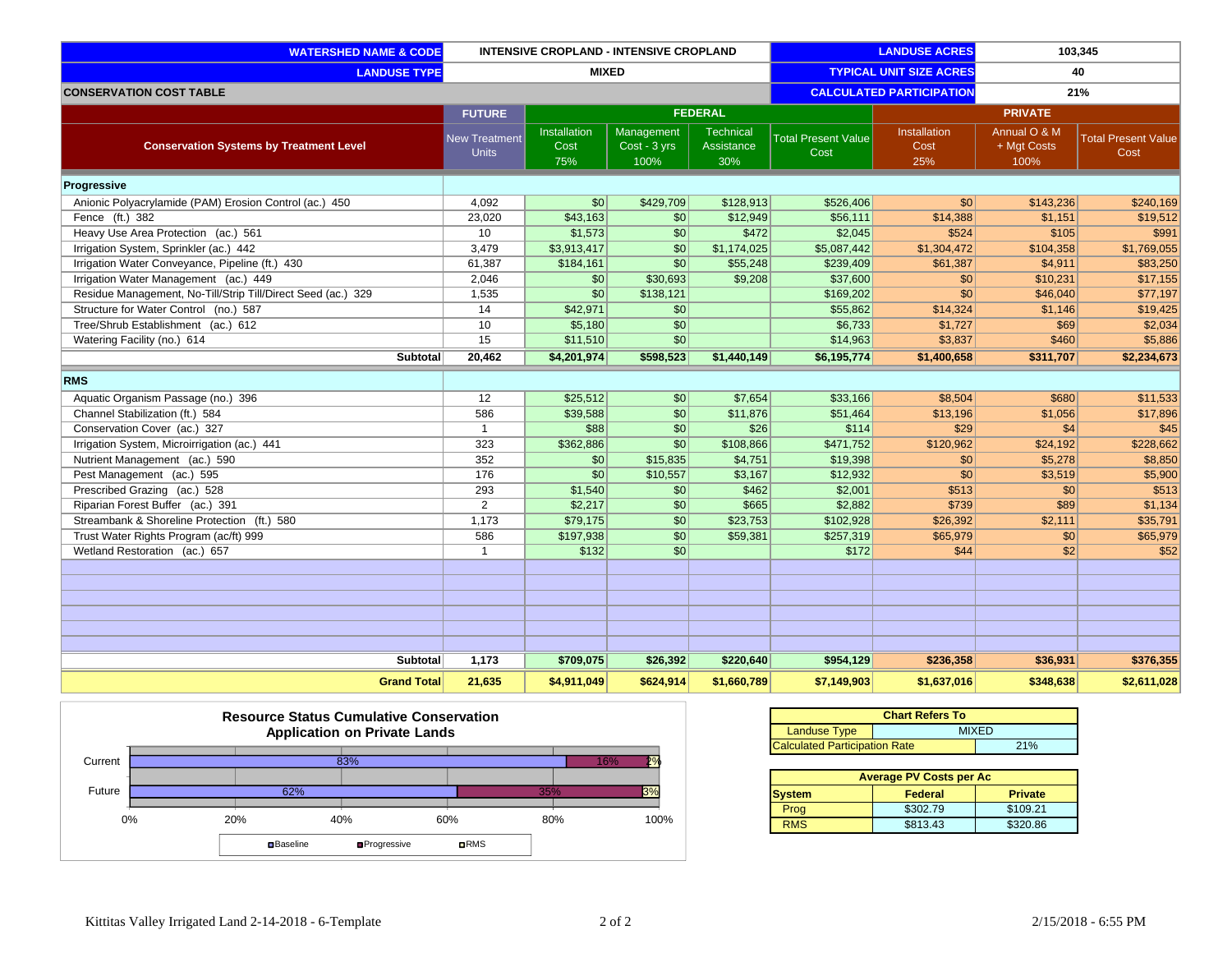| WATERSHED NAME & CODE | INTENSIVE CROPLAND - INTENSIVE CROPLAND | | | | LANDUSE ACRES | 103,345 | |
|---|---|---|---|---|---|---|---|
| LANDUSE TYPE | MIXED | | | | TYPICAL UNIT SIZE ACRES | 40 | |
| CONSERVATION COST TABLE | | | | | CALCULATED PARTICIPATION | 21% | |

| | FUTURE | FEDERAL | | | | PRIVATE | | |
|---|---|---|---|---|---|---|---|---|
| Conservation Systems by Treatment Level | New Treatment Units | Installation Cost 75% | Management Cost - 3 yrs 100% | Technical Assistance 30% | Total Present Value Cost | Installation Cost 25% | Annual O & M + Mgt Costs 100% | Total Present Value Cost |
| **Progressive** | | | | | | | | |
| Anionic Polyacrylamide (PAM) Erosion Control (ac.) 450 | 4,092 | $0 | $429,709 | $128,913 | $526,406 | $0 | $143,236 | $240,169 |
| Fence (ft.) 382 | 23,020 | $43,163 | $0 | $12,949 | $56,111 | $14,388 | $1,151 | $19,512 |
| Heavy Use Area Protection (ac.) 561 | 10 | $1,573 | $0 | $472 | $2,045 | $524 | $105 | $991 |
| Irrigation System, Sprinkler (ac.) 442 | 3,479 | $3,913,417 | $0 | $1,174,025 | $5,087,442 | $1,304,472 | $104,358 | $1,769,055 |
| Irrigation Water Conveyance, Pipeline (ft.) 430 | 61,387 | $184,161 | $0 | $55,248 | $239,409 | $61,387 | $4,911 | $83,250 |
| Irrigation Water Management (ac.) 449 | 2,046 | $0 | $30,693 | $9,208 | $37,600 | $0 | $10,231 | $17,155 |
| Residue Management, No-Till/Strip Till/Direct Seed (ac.) 329 | 1,535 | $0 | $138,121 | | $169,202 | $0 | $46,040 | $77,197 |
| Structure for Water Control (no.) 587 | 14 | $42,971 | $0 | | $55,862 | $14,324 | $1,146 | $19,425 |
| Tree/Shrub Establishment (ac.) 612 | 10 | $5,180 | $0 | | $6,733 | $1,727 | $69 | $2,034 |
| Watering Facility (no.) 614 | 15 | $11,510 | $0 | | $14,963 | $3,837 | $460 | $5,886 |
| **Subtotal** | **20,462** | **$4,201,974** | **$598,523** | **$1,440,149** | **$6,195,774** | **$1,400,658** | **$311,707** | **$2,234,673** |
| **RMS** | | | | | | | | |
| Aquatic Organism Passage (no.) 396 | 12 | $25,512 | $0 | $7,654 | $33,166 | $8,504 | $680 | $11,533 |
| Channel Stabilization (ft.) 584 | 586 | $39,588 | $0 | $11,876 | $51,464 | $13,196 | $1,056 | $17,896 |
| Conservation Cover (ac.) 327 | 1 | $88 | $0 | $26 | $114 | $29 | $4 | $45 |
| Irrigation System, Microirrigation (ac.) 441 | 323 | $362,886 | $0 | $108,866 | $471,752 | $120,962 | $24,192 | $228,662 |
| Nutrient Management (ac.) 590 | 352 | $0 | $15,835 | $4,751 | $19,398 | $0 | $5,278 | $8,850 |
| Pest Management (ac.) 595 | 176 | $0 | $10,557 | $3,167 | $12,932 | $0 | $3,519 | $5,900 |
| Prescribed Grazing (ac.) 528 | 293 | $1,540 | $0 | $462 | $2,001 | $513 | $0 | $513 |
| Riparian Forest Buffer (ac.) 391 | 2 | $2,217 | $0 | $665 | $2,882 | $739 | $89 | $1,134 |
| Streambank & Shoreline Protection (ft.) 580 | 1,173 | $79,175 | $0 | $23,753 | $102,928 | $26,392 | $2,111 | $35,791 |
| Trust Water Rights Program (ac/ft) 999 | 586 | $197,938 | $0 | $59,381 | $257,319 | $65,979 | $0 | $65,979 |
| Wetland Restoration (ac.) 657 | 1 | $132 | $0 | | $172 | $44 | $2 | $52 |
| **Subtotal** | **1,173** | **$709,075** | **$26,392** | **$220,640** | **$954,129** | **$236,358** | **$36,931** | **$376,355** |
| **Grand Total** | **21,635** | **$4,911,049** | **$624,914** | **$1,660,789** | **$7,149,903** | **$1,637,016** | **$348,638** | **$2,611,028** |

**Resource Status Cumulative Conservation Application on Private Lands**

Current: 83% 16% 2%

Future: 62% 35% 3%

0% 20% 40% 60% 80% 100%

Baseline Progressive RMS

| Chart Refers To | |
|---|---|
| Landuse Type | MIXED |
| Calculated Participation Rate | 21% |

| Average PV Costs per Ac | | |
|---|---|---|
| System | Federal | Private |
| Prog | $302.79 | $109.21 |
| RMS | $813.43 | $320.86 |

Kittitas Valley Irrigated Land 2-14-2018 - 6-Template 2/15/2018 - 6:55 PM